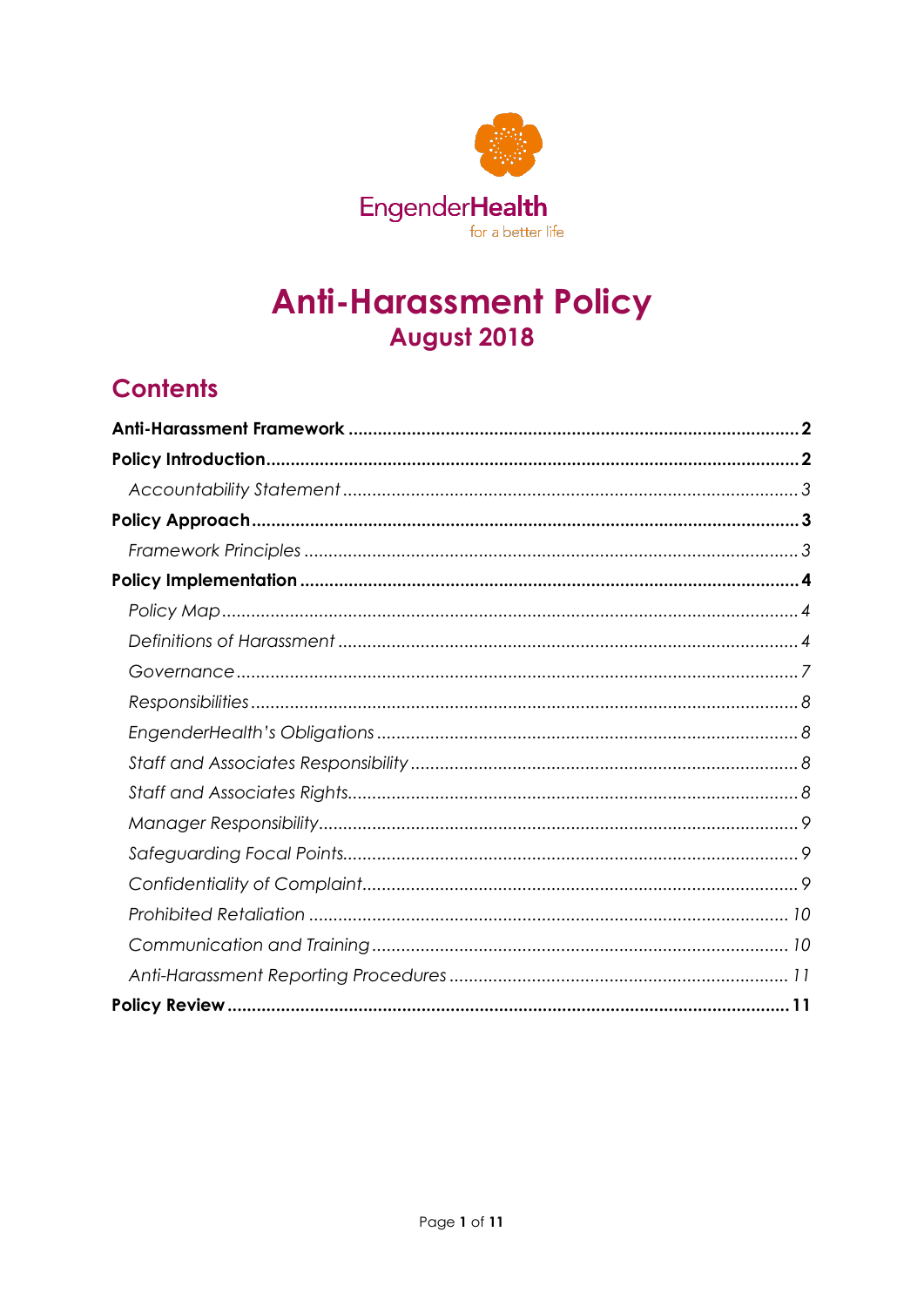EngenderHealth

for a better life

# Anti-Harassment Policy

## August 2018

## Contents

**Anti-Harassment Framework** ........................................ **2**

**Policy Introduction** ........................................ **2**

*Accountability Statement* ........................................ *3*

**Policy Approach** ........................................ **3**

*Framework Principles* ........................................ *3*

**Policy Implementation** ........................................ **4**

*Policy Map* ........................................ *4*

*Definitions of Harassment* ........................................ *4*

*Governance* ........................................ *7*

*Responsibilities* ........................................ *8*

*EngenderHealth's Obligations* ........................................ *8*

*Staff and Associates Responsibility* ........................................ *8*

*Staff and Associates Rights* ........................................ *8*

*Manager Responsibility* ........................................ *9*

*Safeguarding Focal Points* ........................................ *9*

*Confidentiality of Complaint* ........................................ *9*

*Prohibited Retaliation* ........................................ *10*

*Communication and Training* ........................................ *10*

*Anti-Harassment Reporting Procedures* ........................................ *11*

**Policy Review** ........................................ **11**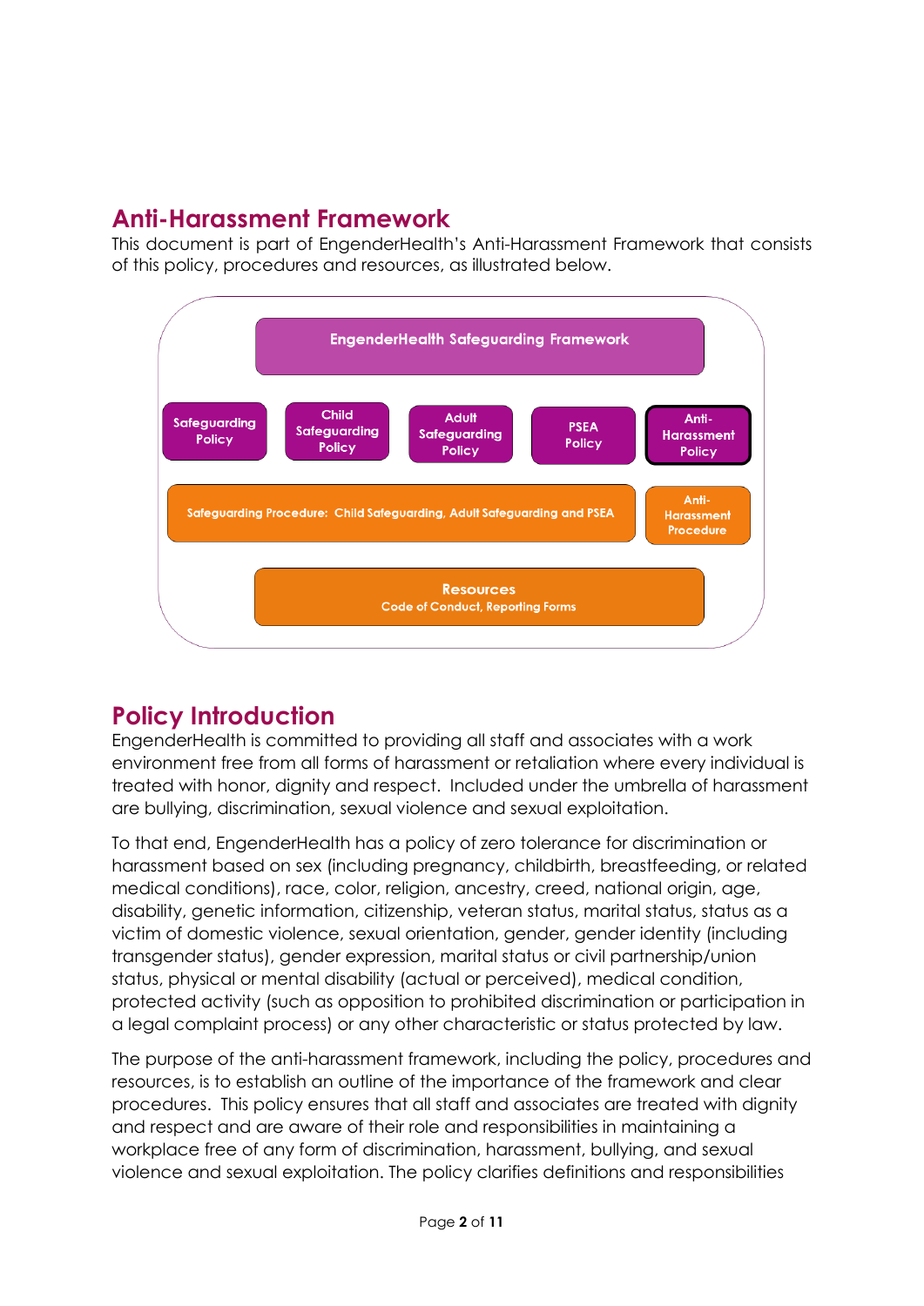## Anti-Harassment Framework

This document is part of EngenderHealth's Anti-Harassment Framework that consists of this policy, procedures and resources, as illustrated below.

EngenderHealth Safeguarding Framework

Safeguarding Policy | Child Safeguarding Policy | Adult Safeguarding Policy | PSEA Policy | Anti-Harassment Policy

Safeguarding Procedure: Child Safeguarding, Adult Safeguarding and PSEA | Anti-Harassment Procedure

Resources
Code of Conduct, Reporting Forms

## Policy Introduction

EngenderHealth is committed to providing all staff and associates with a work environment free from all forms of harassment or retaliation where every individual is treated with honor, dignity and respect. Included under the umbrella of harassment are bullying, discrimination, sexual violence and sexual exploitation.

To that end, EngenderHealth has a policy of zero tolerance for discrimination or harassment based on sex (including pregnancy, childbirth, breastfeeding, or related medical conditions), race, color, religion, ancestry, creed, national origin, age, disability, genetic information, citizenship, veteran status, marital status, status as a victim of domestic violence, sexual orientation, gender, gender identity (including transgender status), gender expression, marital status or civil partnership/union status, physical or mental disability (actual or perceived), medical condition, protected activity (such as opposition to prohibited discrimination or participation in a legal complaint process) or any other characteristic or status protected by law.

The purpose of the anti-harassment framework, including the policy, procedures and resources, is to establish an outline of the importance of the framework and clear procedures. This policy ensures that all staff and associates are treated with dignity and respect and are aware of their role and responsibilities in maintaining a workplace free of any form of discrimination, harassment, bullying, and sexual violence and sexual exploitation. The policy clarifies definitions and responsibilities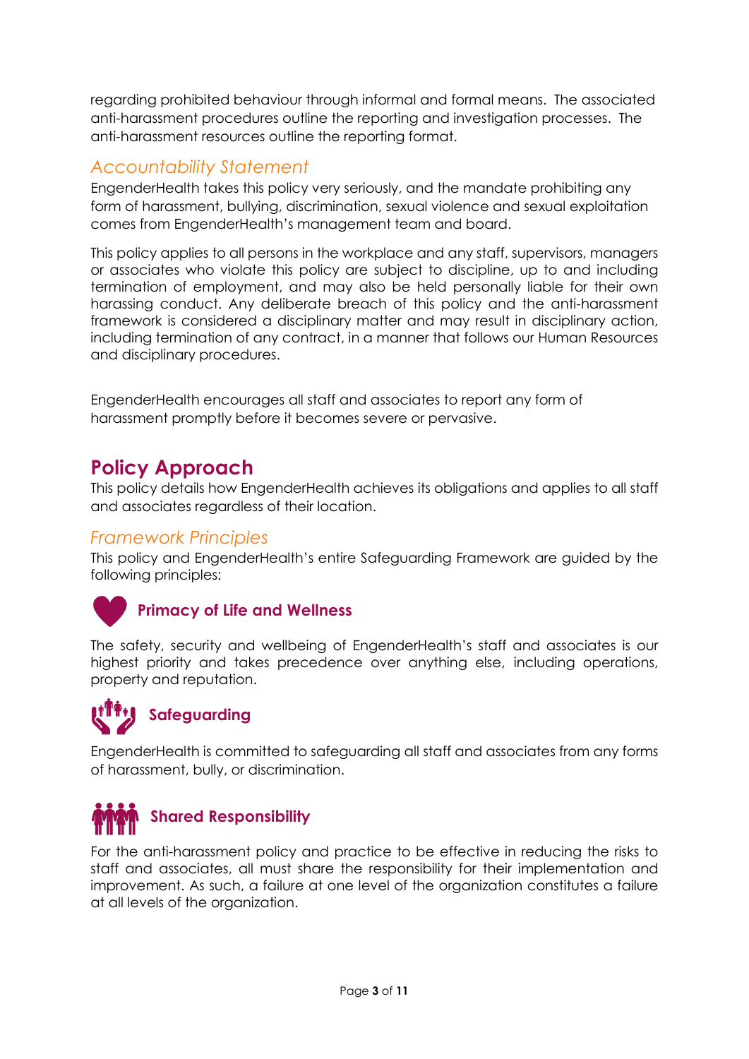regarding prohibited behaviour through informal and formal means. The associated anti-harassment procedures outline the reporting and investigation processes. The anti-harassment resources outline the reporting format.

### *Accountability Statement*

EngenderHealth takes this policy very seriously, and the mandate prohibiting any form of harassment, bullying, discrimination, sexual violence and sexual exploitation comes from EngenderHealth's management team and board.

This policy applies to all persons in the workplace and any staff, supervisors, managers or associates who violate this policy are subject to discipline, up to and including termination of employment, and may also be held personally liable for their own harassing conduct. Any deliberate breach of this policy and the anti-harassment framework is considered a disciplinary matter and may result in disciplinary action, including termination of any contract, in a manner that follows our Human Resources and disciplinary procedures.

EngenderHealth encourages all staff and associates to report any form of harassment promptly before it becomes severe or pervasive.

## Policy Approach

This policy details how EngenderHealth achieves its obligations and applies to all staff and associates regardless of their location.

### *Framework Principles*

This policy and EngenderHealth's entire Safeguarding Framework are guided by the following principles:

#### Primacy of Life and Wellness

The safety, security and wellbeing of EngenderHealth's staff and associates is our highest priority and takes precedence over anything else, including operations, property and reputation.

#### Safeguarding

EngenderHealth is committed to safeguarding all staff and associates from any forms of harassment, bully, or discrimination.

#### Shared Responsibility

For the anti-harassment policy and practice to be effective in reducing the risks to staff and associates, all must share the responsibility for their implementation and improvement. As such, a failure at one level of the organization constitutes a failure at all levels of the organization.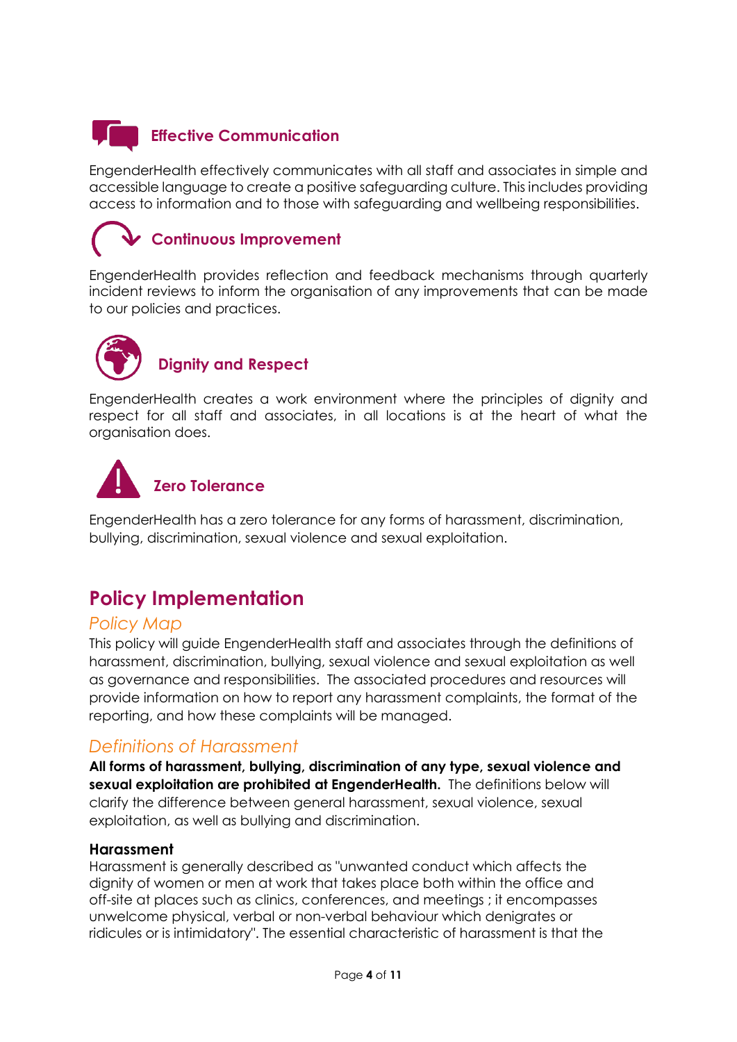### Effective Communication

EngenderHealth effectively communicates with all staff and associates in simple and accessible language to create a positive safeguarding culture. This includes providing access to information and to those with safeguarding and wellbeing responsibilities.

### Continuous Improvement

EngenderHealth provides reflection and feedback mechanisms through quarterly incident reviews to inform the organisation of any improvements that can be made to our policies and practices.

### Dignity and Respect

EngenderHealth creates a work environment where the principles of dignity and respect for all staff and associates, in all locations is at the heart of what the organisation does.

### Zero Tolerance

EngenderHealth has a zero tolerance for any forms of harassment, discrimination, bullying, discrimination, sexual violence and sexual exploitation.

## Policy Implementation

### *Policy Map*

This policy will guide EngenderHealth staff and associates through the definitions of harassment, discrimination, bullying, sexual violence and sexual exploitation as well as governance and responsibilities. The associated procedures and resources will provide information on how to report any harassment complaints, the format of the reporting, and how these complaints will be managed.

### *Definitions of Harassment*

**All forms of harassment, bullying, discrimination of any type, sexual violence and sexual exploitation are prohibited at EngenderHealth.** The definitions below will clarify the difference between general harassment, sexual violence, sexual exploitation, as well as bullying and discrimination.

#### Harassment

Harassment is generally described as "unwanted conduct which affects the dignity of women or men at work that takes place both within the office and off-site at places such as clinics, conferences, and meetings ; it encompasses unwelcome physical, verbal or non-verbal behaviour which denigrates or ridicules or is intimidatory". The essential characteristic of harassment is that the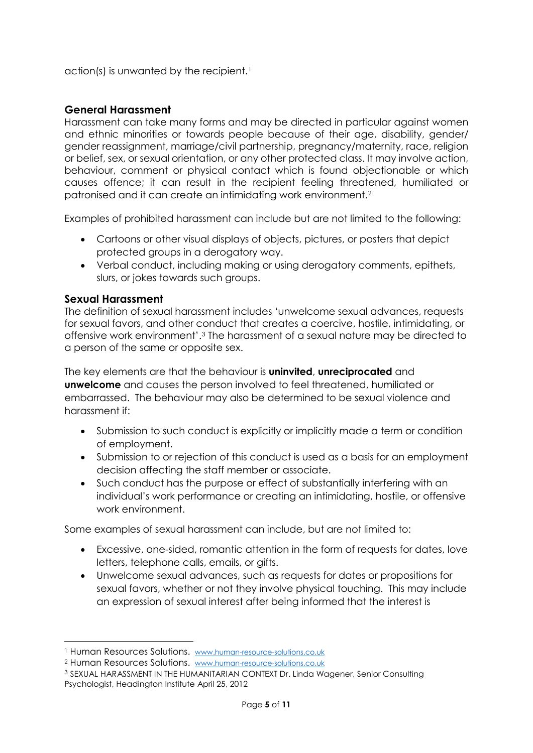action(s) is unwanted by the recipient.[1]

### General Harassment

Harassment can take many forms and may be directed in particular against women and ethnic minorities or towards people because of their age, disability, gender/ gender reassignment, marriage/civil partnership, pregnancy/maternity, race, religion or belief, sex, or sexual orientation, or any other protected class. It may involve action, behaviour, comment or physical contact which is found objectionable or which causes offence; it can result in the recipient feeling threatened, humiliated or patronised and it can create an intimidating work environment.[2]

Examples of prohibited harassment can include but are not limited to the following:

- Cartoons or other visual displays of objects, pictures, or posters that depict protected groups in a derogatory way.
- Verbal conduct, including making or using derogatory comments, epithets, slurs, or jokes towards such groups.

### Sexual Harassment

The definition of sexual harassment includes 'unwelcome sexual advances, requests for sexual favors, and other conduct that creates a coercive, hostile, intimidating, or offensive work environment'.[3] The harassment of a sexual nature may be directed to a person of the same or opposite sex.

The key elements are that the behaviour is **uninvited**, **unreciprocated** and **unwelcome** and causes the person involved to feel threatened, humiliated or embarrassed. The behaviour may also be determined to be sexual violence and harassment if:

- Submission to such conduct is explicitly or implicitly made a term or condition of employment.
- Submission to or rejection of this conduct is used as a basis for an employment decision affecting the staff member or associate.
- Such conduct has the purpose or effect of substantially interfering with an individual's work performance or creating an intimidating, hostile, or offensive work environment.

Some examples of sexual harassment can include, but are not limited to:

- Excessive, one-sided, romantic attention in the form of requests for dates, love letters, telephone calls, emails, or gifts.
- Unwelcome sexual advances, such as requests for dates or propositions for sexual favors, whether or not they involve physical touching. This may include an expression of sexual interest after being informed that the interest is

---

[1] Human Resources Solutions. www.human-resource-solutions.co.uk

[2] Human Resources Solutions. www.human-resource-solutions.co.uk

[3] SEXUAL HARASSMENT IN THE HUMANITARIAN CONTEXT Dr. Linda Wagener, Senior Consulting Psychologist, Headington Institute April 25, 2012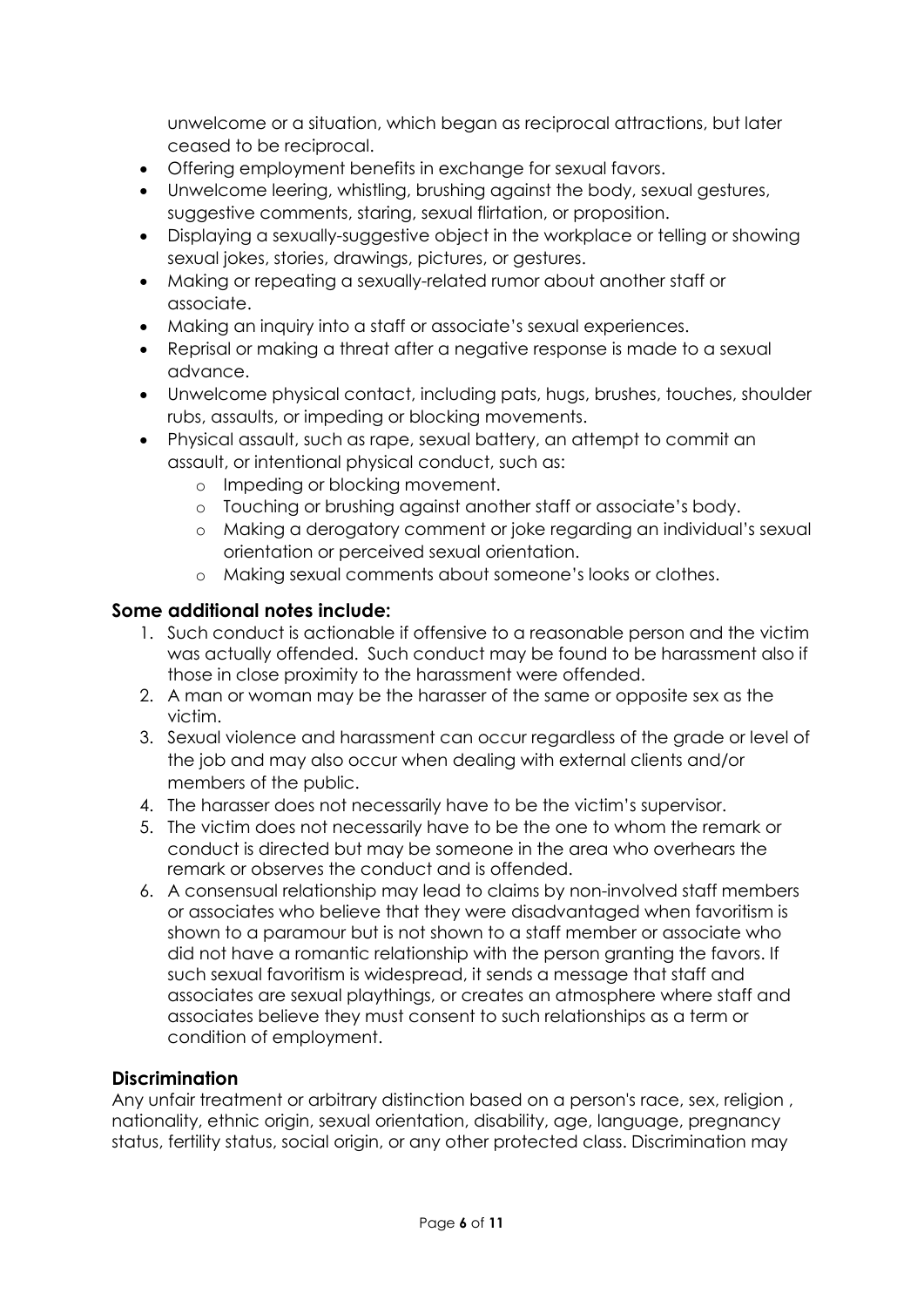unwelcome or a situation, which began as reciprocal attractions, but later ceased to be reciprocal.

- Offering employment benefits in exchange for sexual favors.
- Unwelcome leering, whistling, brushing against the body, sexual gestures, suggestive comments, staring, sexual flirtation, or proposition.
- Displaying a sexually-suggestive object in the workplace or telling or showing sexual jokes, stories, drawings, pictures, or gestures.
- Making or repeating a sexually-related rumor about another staff or associate.
- Making an inquiry into a staff or associate's sexual experiences.
- Reprisal or making a threat after a negative response is made to a sexual advance.
- Unwelcome physical contact, including pats, hugs, brushes, touches, shoulder rubs, assaults, or impeding or blocking movements.
- Physical assault, such as rape, sexual battery, an attempt to commit an assault, or intentional physical conduct, such as:
  - Impeding or blocking movement.
  - Touching or brushing against another staff or associate's body.
  - Making a derogatory comment or joke regarding an individual's sexual orientation or perceived sexual orientation.
  - Making sexual comments about someone's looks or clothes.

### Some additional notes include:

1. Such conduct is actionable if offensive to a reasonable person and the victim was actually offended. Such conduct may be found to be harassment also if those in close proximity to the harassment were offended.
2. A man or woman may be the harasser of the same or opposite sex as the victim.
3. Sexual violence and harassment can occur regardless of the grade or level of the job and may also occur when dealing with external clients and/or members of the public.
4. The harasser does not necessarily have to be the victim's supervisor.
5. The victim does not necessarily have to be the one to whom the remark or conduct is directed but may be someone in the area who overhears the remark or observes the conduct and is offended.
6. A consensual relationship may lead to claims by non-involved staff members or associates who believe that they were disadvantaged when favoritism is shown to a paramour but is not shown to a staff member or associate who did not have a romantic relationship with the person granting the favors. If such sexual favoritism is widespread, it sends a message that staff and associates are sexual playthings, or creates an atmosphere where staff and associates believe they must consent to such relationships as a term or condition of employment.

### Discrimination

Any unfair treatment or arbitrary distinction based on a person's race, sex, religion , nationality, ethnic origin, sexual orientation, disability, age, language, pregnancy status, fertility status, social origin, or any other protected class. Discrimination may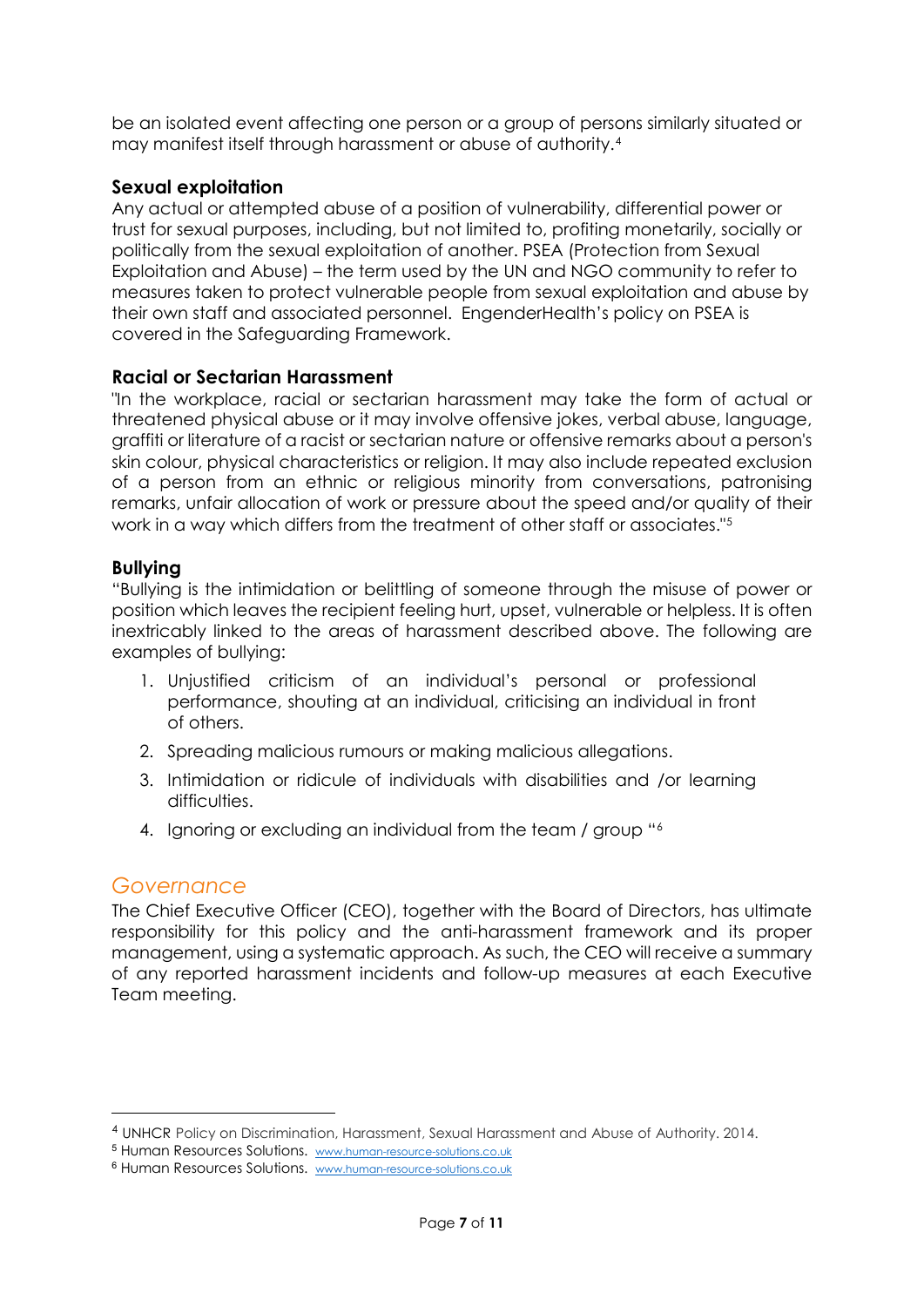be an isolated event affecting one person or a group of persons similarly situated or may manifest itself through harassment or abuse of authority.[4]

**Sexual exploitation**

Any actual or attempted abuse of a position of vulnerability, differential power or trust for sexual purposes, including, but not limited to, profiting monetarily, socially or politically from the sexual exploitation of another. PSEA (Protection from Sexual Exploitation and Abuse) – the term used by the UN and NGO community to refer to measures taken to protect vulnerable people from sexual exploitation and abuse by their own staff and associated personnel. EngenderHealth's policy on PSEA is covered in the Safeguarding Framework.

**Racial or Sectarian Harassment**

"In the workplace, racial or sectarian harassment may take the form of actual or threatened physical abuse or it may involve offensive jokes, verbal abuse, language, graffiti or literature of a racist or sectarian nature or offensive remarks about a person's skin colour, physical characteristics or religion. It may also include repeated exclusion of a person from an ethnic or religious minority from conversations, patronising remarks, unfair allocation of work or pressure about the speed and/or quality of their work in a way which differs from the treatment of other staff or associates."[5]

**Bullying**

"Bullying is the intimidation or belittling of someone through the misuse of power or position which leaves the recipient feeling hurt, upset, vulnerable or helpless. It is often inextricably linked to the areas of harassment described above. The following are examples of bullying:

1. Unjustified criticism of an individual's personal or professional performance, shouting at an individual, criticising an individual in front of others.
2. Spreading malicious rumours or making malicious allegations.
3. Intimidation or ridicule of individuals with disabilities and /or learning difficulties.
4. Ignoring or excluding an individual from the team / group "[6]

## *Governance*

The Chief Executive Officer (CEO), together with the Board of Directors, has ultimate responsibility for this policy and the anti-harassment framework and its proper management, using a systematic approach. As such, the CEO will receive a summary of any reported harassment incidents and follow-up measures at each Executive Team meeting.

---

[4] UNHCR Policy on Discrimination, Harassment, Sexual Harassment and Abuse of Authority. 2014.

[5] Human Resources Solutions. www.human-resource-solutions.co.uk

[6] Human Resources Solutions. www.human-resource-solutions.co.uk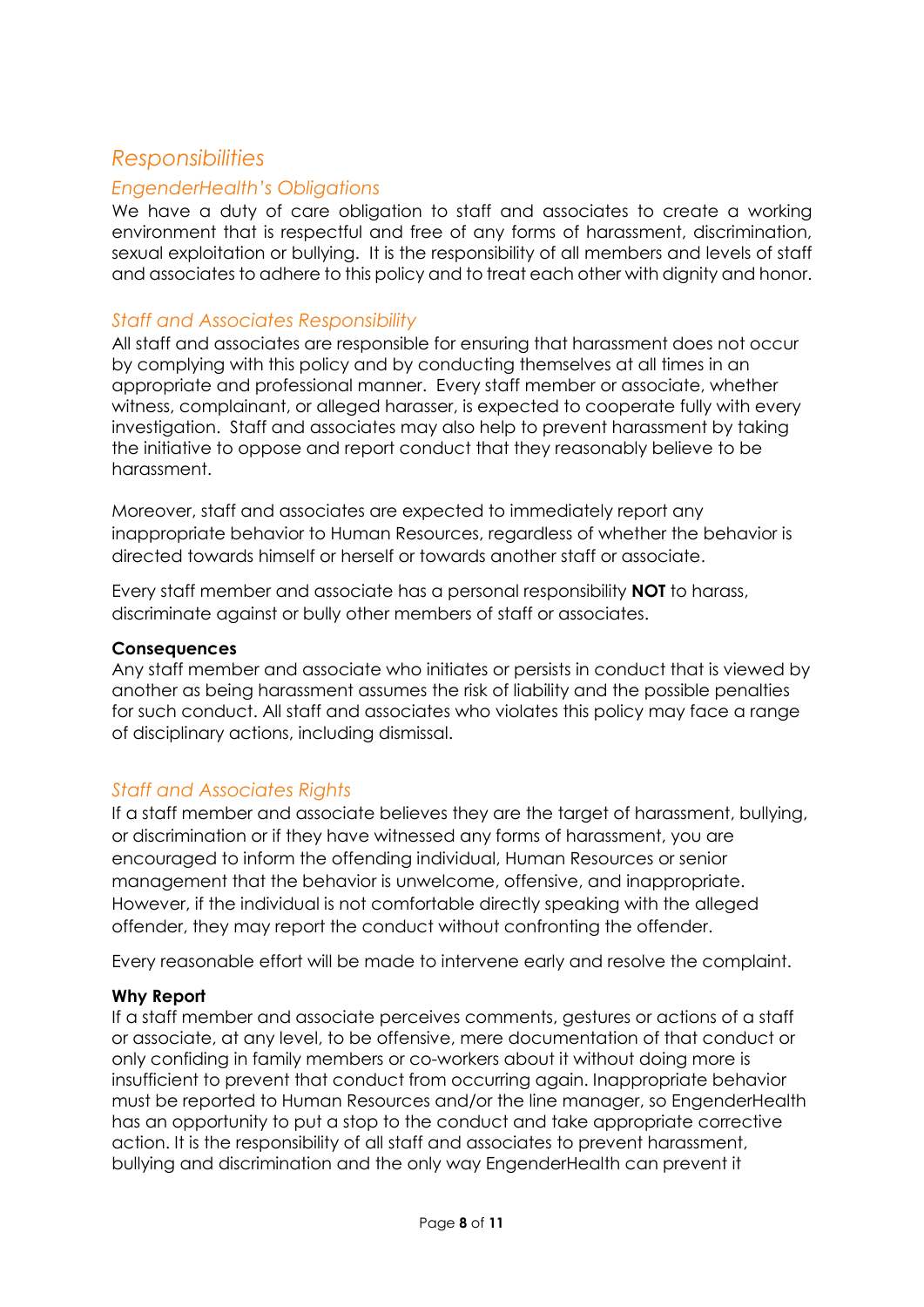## *Responsibilities*

### *EngenderHealth's Obligations*

We have a duty of care obligation to staff and associates to create a working environment that is respectful and free of any forms of harassment, discrimination, sexual exploitation or bullying. It is the responsibility of all members and levels of staff and associates to adhere to this policy and to treat each other with dignity and honor.

### *Staff and Associates Responsibility*

All staff and associates are responsible for ensuring that harassment does not occur by complying with this policy and by conducting themselves at all times in an appropriate and professional manner. Every staff member or associate, whether witness, complainant, or alleged harasser, is expected to cooperate fully with every investigation. Staff and associates may also help to prevent harassment by taking the initiative to oppose and report conduct that they reasonably believe to be harassment.

Moreover, staff and associates are expected to immediately report any inappropriate behavior to Human Resources, regardless of whether the behavior is directed towards himself or herself or towards another staff or associate.

Every staff member and associate has a personal responsibility **NOT** to harass, discriminate against or bully other members of staff or associates.

**Consequences**

Any staff member and associate who initiates or persists in conduct that is viewed by another as being harassment assumes the risk of liability and the possible penalties for such conduct. All staff and associates who violates this policy may face a range of disciplinary actions, including dismissal.

### *Staff and Associates Rights*

If a staff member and associate believes they are the target of harassment, bullying, or discrimination or if they have witnessed any forms of harassment, you are encouraged to inform the offending individual, Human Resources or senior management that the behavior is unwelcome, offensive, and inappropriate. However, if the individual is not comfortable directly speaking with the alleged offender, they may report the conduct without confronting the offender.

Every reasonable effort will be made to intervene early and resolve the complaint.

**Why Report**

If a staff member and associate perceives comments, gestures or actions of a staff or associate, at any level, to be offensive, mere documentation of that conduct or only confiding in family members or co-workers about it without doing more is insufficient to prevent that conduct from occurring again. Inappropriate behavior must be reported to Human Resources and/or the line manager, so EngenderHealth has an opportunity to put a stop to the conduct and take appropriate corrective action. It is the responsibility of all staff and associates to prevent harassment, bullying and discrimination and the only way EngenderHealth can prevent it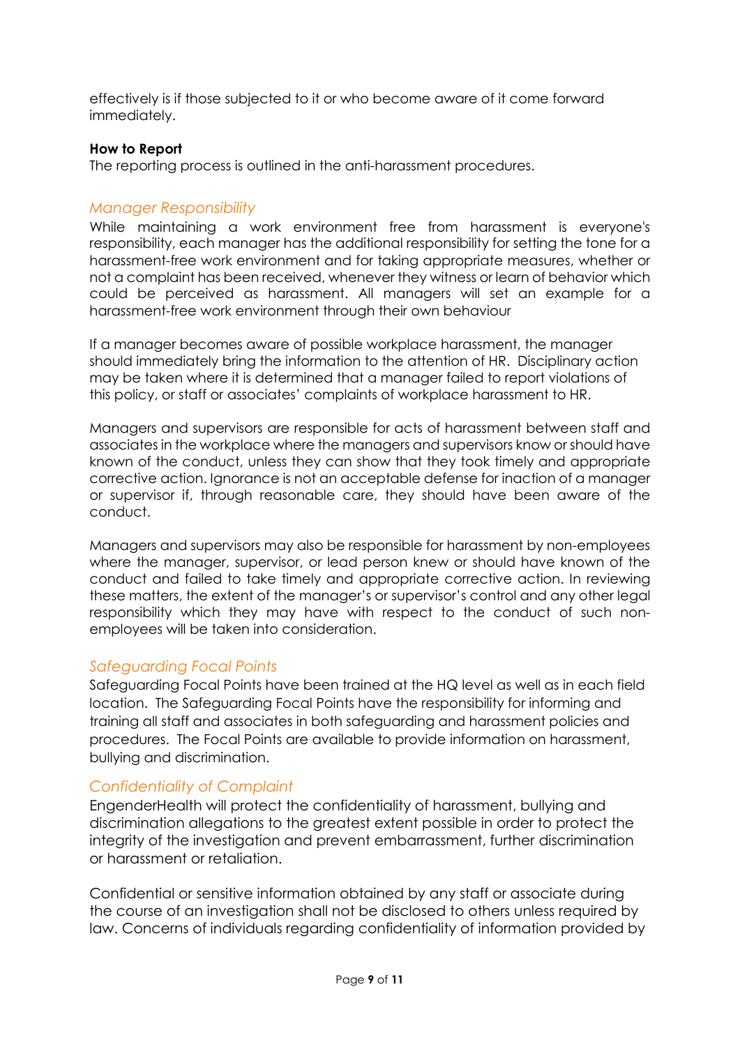effectively is if those subjected to it or who become aware of it come forward immediately.

**How to Report**

The reporting process is outlined in the anti-harassment procedures.

### *Manager Responsibility*

While maintaining a work environment free from harassment is everyone's responsibility, each manager has the additional responsibility for setting the tone for a harassment-free work environment and for taking appropriate measures, whether or not a complaint has been received, whenever they witness or learn of behavior which could be perceived as harassment. All managers will set an example for a harassment-free work environment through their own behaviour

If a manager becomes aware of possible workplace harassment, the manager should immediately bring the information to the attention of HR. Disciplinary action may be taken where it is determined that a manager failed to report violations of this policy, or staff or associates' complaints of workplace harassment to HR.

Managers and supervisors are responsible for acts of harassment between staff and associates in the workplace where the managers and supervisors know or should have known of the conduct, unless they can show that they took timely and appropriate corrective action. Ignorance is not an acceptable defense for inaction of a manager or supervisor if, through reasonable care, they should have been aware of the conduct.

Managers and supervisors may also be responsible for harassment by non-employees where the manager, supervisor, or lead person knew or should have known of the conduct and failed to take timely and appropriate corrective action. In reviewing these matters, the extent of the manager's or supervisor's control and any other legal responsibility which they may have with respect to the conduct of such non-employees will be taken into consideration.

### *Safeguarding Focal Points*

Safeguarding Focal Points have been trained at the HQ level as well as in each field location. The Safeguarding Focal Points have the responsibility for informing and training all staff and associates in both safeguarding and harassment policies and procedures. The Focal Points are available to provide information on harassment, bullying and discrimination.

### *Confidentiality of Complaint*

EngenderHealth will protect the confidentiality of harassment, bullying and discrimination allegations to the greatest extent possible in order to protect the integrity of the investigation and prevent embarrassment, further discrimination or harassment or retaliation.

Confidential or sensitive information obtained by any staff or associate during the course of an investigation shall not be disclosed to others unless required by law. Concerns of individuals regarding confidentiality of information provided by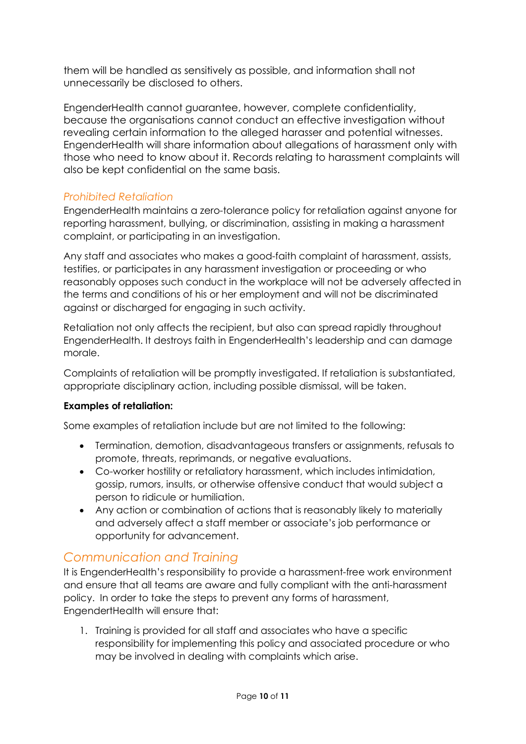them will be handled as sensitively as possible, and information shall not unnecessarily be disclosed to others.

EngenderHealth cannot guarantee, however, complete confidentiality, because the organisations cannot conduct an effective investigation without revealing certain information to the alleged harasser and potential witnesses. EngenderHealth will share information about allegations of harassment only with those who need to know about it. Records relating to harassment complaints will also be kept confidential on the same basis.

### *Prohibited Retaliation*

EngenderHealth maintains a zero-tolerance policy for retaliation against anyone for reporting harassment, bullying, or discrimination, assisting in making a harassment complaint, or participating in an investigation.

Any staff and associates who makes a good-faith complaint of harassment, assists, testifies, or participates in any harassment investigation or proceeding or who reasonably opposes such conduct in the workplace will not be adversely affected in the terms and conditions of his or her employment and will not be discriminated against or discharged for engaging in such activity.

Retaliation not only affects the recipient, but also can spread rapidly throughout EngenderHealth. It destroys faith in EngenderHealth's leadership and can damage morale.

Complaints of retaliation will be promptly investigated. If retaliation is substantiated, appropriate disciplinary action, including possible dismissal, will be taken.

**Examples of retaliation:**

Some examples of retaliation include but are not limited to the following:

- Termination, demotion, disadvantageous transfers or assignments, refusals to promote, threats, reprimands, or negative evaluations.
- Co-worker hostility or retaliatory harassment, which includes intimidation, gossip, rumors, insults, or otherwise offensive conduct that would subject a person to ridicule or humiliation.
- Any action or combination of actions that is reasonably likely to materially and adversely affect a staff member or associate's job performance or opportunity for advancement.

## *Communication and Training*

It is EngenderHealth's responsibility to provide a harassment-free work environment and ensure that all teams are aware and fully compliant with the anti-harassment policy. In order to take the steps to prevent any forms of harassment, EngendertHealth will ensure that:

1. Training is provided for all staff and associates who have a specific responsibility for implementing this policy and associated procedure or who may be involved in dealing with complaints which arise.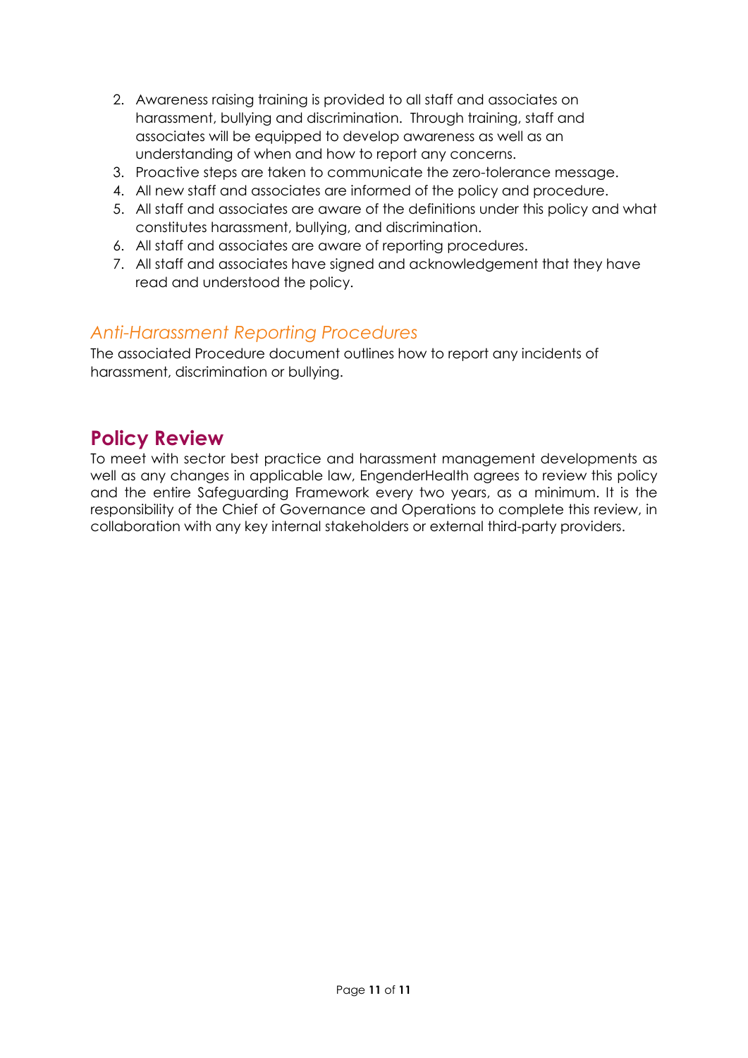2. Awareness raising training is provided to all staff and associates on harassment, bullying and discrimination. Through training, staff and associates will be equipped to develop awareness as well as an understanding of when and how to report any concerns.
3. Proactive steps are taken to communicate the zero-tolerance message.
4. All new staff and associates are informed of the policy and procedure.
5. All staff and associates are aware of the definitions under this policy and what constitutes harassment, bullying, and discrimination.
6. All staff and associates are aware of reporting procedures.
7. All staff and associates have signed and acknowledgement that they have read and understood the policy.

### *Anti-Harassment Reporting Procedures*

The associated Procedure document outlines how to report any incidents of harassment, discrimination or bullying.

## Policy Review

To meet with sector best practice and harassment management developments as well as any changes in applicable law, EngenderHealth agrees to review this policy and the entire Safeguarding Framework every two years, as a minimum. It is the responsibility of the Chief of Governance and Operations to complete this review, in collaboration with any key internal stakeholders or external third-party providers.